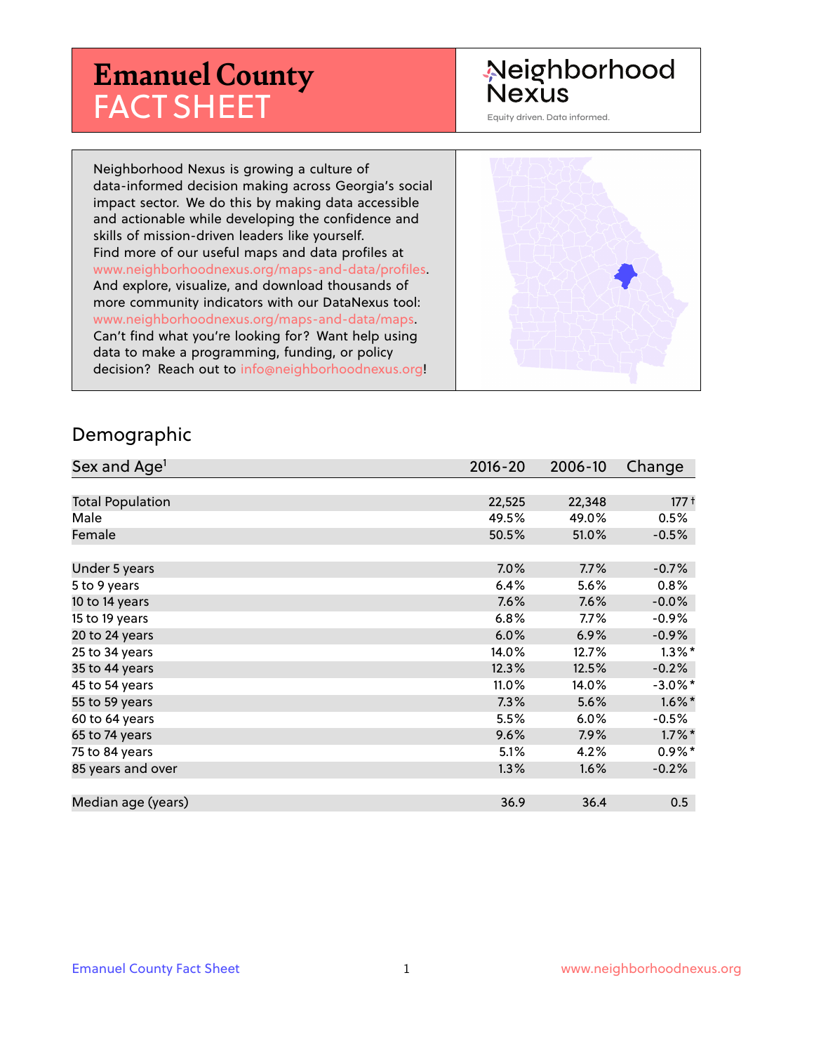# Emanuel County FACT SHEET

Neighborhood Nexus

Equity driven. Data informed.

Neighborhood Nexus is growing a culture of data-informed decision making across Georgia's social impact sector. We do this by making data accessible and actionable while developing the confidence and skills of mission-driven leaders like yourself. Find more of our useful maps and data profiles at www.neighborhoodnexus.org/maps-and-data/profiles. And explore, visualize, and download thousands of more community indicators with our DataNexus tool: www.neighborhoodnexus.org/maps-and-data/maps. Can't find what you're looking for? Want help using data to make a programming, funding, or policy decision? Reach out to info@neighborhoodnexus.org!

## Demographic

| Sex and Age[1] | 2016-20 | 2006-10 | Change |
|---|---|---|---|
| Total Population | 22,525 | 22,348 | 177 † |
| Male | 49.5% | 49.0% | 0.5% |
| Female | 50.5% | 51.0% | -0.5% |
| | | | |
| Under 5 years | 7.0% | 7.7% | -0.7% |
| 5 to 9 years | 6.4% | 5.6% | 0.8% |
| 10 to 14 years | 7.6% | 7.6% | -0.0% |
| 15 to 19 years | 6.8% | 7.7% | -0.9% |
| 20 to 24 years | 6.0% | 6.9% | -0.9% |
| 25 to 34 years | 14.0% | 12.7% | 1.3% * |
| 35 to 44 years | 12.3% | 12.5% | -0.2% |
| 45 to 54 years | 11.0% | 14.0% | -3.0% * |
| 55 to 59 years | 7.3% | 5.6% | 1.6% * |
| 60 to 64 years | 5.5% | 6.0% | -0.5% |
| 65 to 74 years | 9.6% | 7.9% | 1.7% * |
| 75 to 84 years | 5.1% | 4.2% | 0.9% * |
| 85 years and over | 1.3% | 1.6% | -0.2% |
| | | | |
| Median age (years) | 36.9 | 36.4 | 0.5 |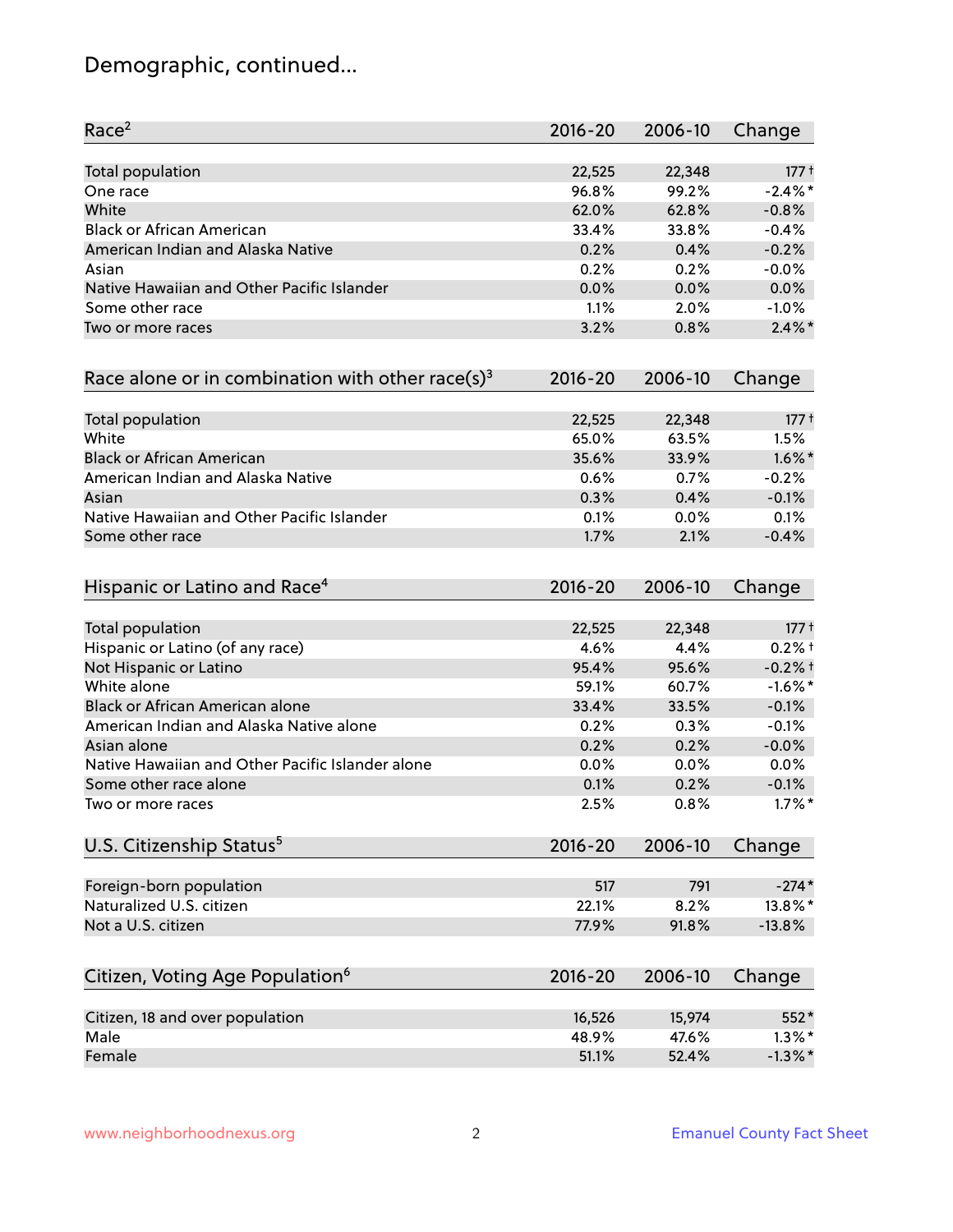# Demographic, continued...

| Race[2] | 2016-20 | 2006-10 | Change |
|---|---|---|---|
| Total population | 22,525 | 22,348 | 177† |
| One race | 96.8% | 99.2% | -2.4%* |
| White | 62.0% | 62.8% | -0.8% |
| Black or African American | 33.4% | 33.8% | -0.4% |
| American Indian and Alaska Native | 0.2% | 0.4% | -0.2% |
| Asian | 0.2% | 0.2% | -0.0% |
| Native Hawaiian and Other Pacific Islander | 0.0% | 0.0% | 0.0% |
| Some other race | 1.1% | 2.0% | -1.0% |
| Two or more races | 3.2% | 0.8% | 2.4%* |

| Race alone or in combination with other race(s)[3] | 2016-20 | 2006-10 | Change |
|---|---|---|---|
| Total population | 22,525 | 22,348 | 177† |
| White | 65.0% | 63.5% | 1.5% |
| Black or African American | 35.6% | 33.9% | 1.6%* |
| American Indian and Alaska Native | 0.6% | 0.7% | -0.2% |
| Asian | 0.3% | 0.4% | -0.1% |
| Native Hawaiian and Other Pacific Islander | 0.1% | 0.0% | 0.1% |
| Some other race | 1.7% | 2.1% | -0.4% |

| Hispanic or Latino and Race[4] | 2016-20 | 2006-10 | Change |
|---|---|---|---|
| Total population | 22,525 | 22,348 | 177† |
| Hispanic or Latino (of any race) | 4.6% | 4.4% | 0.2%† |
| Not Hispanic or Latino | 95.4% | 95.6% | -0.2%† |
| White alone | 59.1% | 60.7% | -1.6%* |
| Black or African American alone | 33.4% | 33.5% | -0.1% |
| American Indian and Alaska Native alone | 0.2% | 0.3% | -0.1% |
| Asian alone | 0.2% | 0.2% | -0.0% |
| Native Hawaiian and Other Pacific Islander alone | 0.0% | 0.0% | 0.0% |
| Some other race alone | 0.1% | 0.2% | -0.1% |
| Two or more races | 2.5% | 0.8% | 1.7%* |

| U.S. Citizenship Status[5] | 2016-20 | 2006-10 | Change |
|---|---|---|---|
| Foreign-born population | 517 | 791 | -274* |
| Naturalized U.S. citizen | 22.1% | 8.2% | 13.8%* |
| Not a U.S. citizen | 77.9% | 91.8% | -13.8% |

| Citizen, Voting Age Population[6] | 2016-20 | 2006-10 | Change |
|---|---|---|---|
| Citizen, 18 and over population | 16,526 | 15,974 | 552* |
| Male | 48.9% | 47.6% | 1.3%* |
| Female | 51.1% | 52.4% | -1.3%* |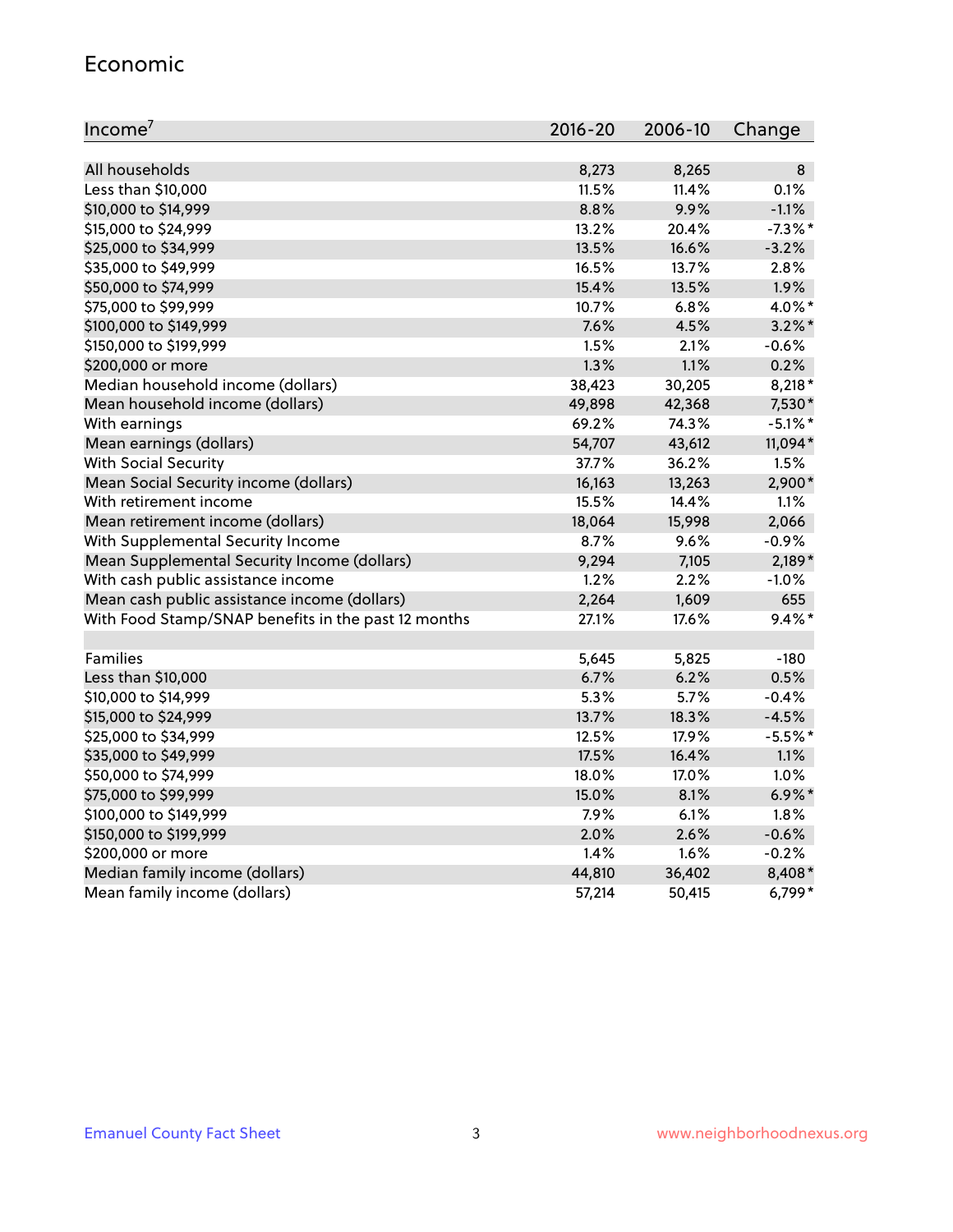## Economic

| Income[7] | 2016-20 | 2006-10 | Change |
|---|---|---|---|
| All households | 8,273 | 8,265 | 8 |
| Less than $10,000 | 11.5% | 11.4% | 0.1% |
| $10,000 to $14,999 | 8.8% | 9.9% | -1.1% |
| $15,000 to $24,999 | 13.2% | 20.4% | -7.3%* |
| $25,000 to $34,999 | 13.5% | 16.6% | -3.2% |
| $35,000 to $49,999 | 16.5% | 13.7% | 2.8% |
| $50,000 to $74,999 | 15.4% | 13.5% | 1.9% |
| $75,000 to $99,999 | 10.7% | 6.8% | 4.0%* |
| $100,000 to $149,999 | 7.6% | 4.5% | 3.2%* |
| $150,000 to $199,999 | 1.5% | 2.1% | -0.6% |
| $200,000 or more | 1.3% | 1.1% | 0.2% |
| Median household income (dollars) | 38,423 | 30,205 | 8,218* |
| Mean household income (dollars) | 49,898 | 42,368 | 7,530* |
| With earnings | 69.2% | 74.3% | -5.1%* |
| Mean earnings (dollars) | 54,707 | 43,612 | 11,094* |
| With Social Security | 37.7% | 36.2% | 1.5% |
| Mean Social Security income (dollars) | 16,163 | 13,263 | 2,900* |
| With retirement income | 15.5% | 14.4% | 1.1% |
| Mean retirement income (dollars) | 18,064 | 15,998 | 2,066 |
| With Supplemental Security Income | 8.7% | 9.6% | -0.9% |
| Mean Supplemental Security Income (dollars) | 9,294 | 7,105 | 2,189* |
| With cash public assistance income | 1.2% | 2.2% | -1.0% |
| Mean cash public assistance income (dollars) | 2,264 | 1,609 | 655 |
| With Food Stamp/SNAP benefits in the past 12 months | 27.1% | 17.6% | 9.4%* |
| | | | |
| Families | 5,645 | 5,825 | -180 |
| Less than $10,000 | 6.7% | 6.2% | 0.5% |
| $10,000 to $14,999 | 5.3% | 5.7% | -0.4% |
| $15,000 to $24,999 | 13.7% | 18.3% | -4.5% |
| $25,000 to $34,999 | 12.5% | 17.9% | -5.5%* |
| $35,000 to $49,999 | 17.5% | 16.4% | 1.1% |
| $50,000 to $74,999 | 18.0% | 17.0% | 1.0% |
| $75,000 to $99,999 | 15.0% | 8.1% | 6.9%* |
| $100,000 to $149,999 | 7.9% | 6.1% | 1.8% |
| $150,000 to $199,999 | 2.0% | 2.6% | -0.6% |
| $200,000 or more | 1.4% | 1.6% | -0.2% |
| Median family income (dollars) | 44,810 | 36,402 | 8,408* |
| Mean family income (dollars) | 57,214 | 50,415 | 6,799* |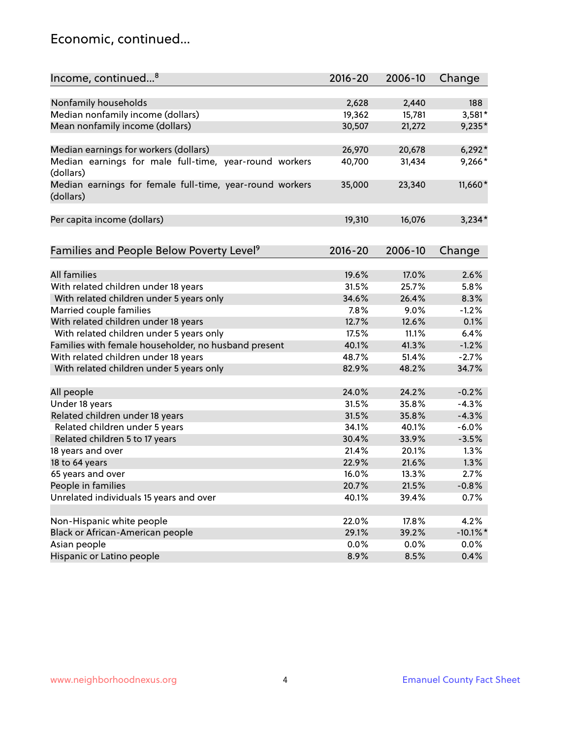## Economic, continued...

| Income, continued...[8] | 2016-20 | 2006-10 | Change |
|---|---|---|---|
| Nonfamily households | 2,628 | 2,440 | 188 |
| Median nonfamily income (dollars) | 19,362 | 15,781 | 3,581* |
| Mean nonfamily income (dollars) | 30,507 | 21,272 | 9,235* |
| Median earnings for workers (dollars) | 26,970 | 20,678 | 6,292* |
| Median earnings for male full-time, year-round workers (dollars) | 40,700 | 31,434 | 9,266* |
| Median earnings for female full-time, year-round workers (dollars) | 35,000 | 23,340 | 11,660* |
| Per capita income (dollars) | 19,310 | 16,076 | 3,234* |

| Families and People Below Poverty Level[9] | 2016-20 | 2006-10 | Change |
|---|---|---|---|
| All families | 19.6% | 17.0% | 2.6% |
| With related children under 18 years | 31.5% | 25.7% | 5.8% |
| With related children under 5 years only | 34.6% | 26.4% | 8.3% |
| Married couple families | 7.8% | 9.0% | -1.2% |
| With related children under 18 years | 12.7% | 12.6% | 0.1% |
| With related children under 5 years only | 17.5% | 11.1% | 6.4% |
| Families with female householder, no husband present | 40.1% | 41.3% | -1.2% |
| With related children under 18 years | 48.7% | 51.4% | -2.7% |
| With related children under 5 years only | 82.9% | 48.2% | 34.7% |
| All people | 24.0% | 24.2% | -0.2% |
| Under 18 years | 31.5% | 35.8% | -4.3% |
| Related children under 18 years | 31.5% | 35.8% | -4.3% |
| Related children under 5 years | 34.1% | 40.1% | -6.0% |
| Related children 5 to 17 years | 30.4% | 33.9% | -3.5% |
| 18 years and over | 21.4% | 20.1% | 1.3% |
| 18 to 64 years | 22.9% | 21.6% | 1.3% |
| 65 years and over | 16.0% | 13.3% | 2.7% |
| People in families | 20.7% | 21.5% | -0.8% |
| Unrelated individuals 15 years and over | 40.1% | 39.4% | 0.7% |
| Non-Hispanic white people | 22.0% | 17.8% | 4.2% |
| Black or African-American people | 29.1% | 39.2% | -10.1%* |
| Asian people | 0.0% | 0.0% | 0.0% |
| Hispanic or Latino people | 8.9% | 8.5% | 0.4% |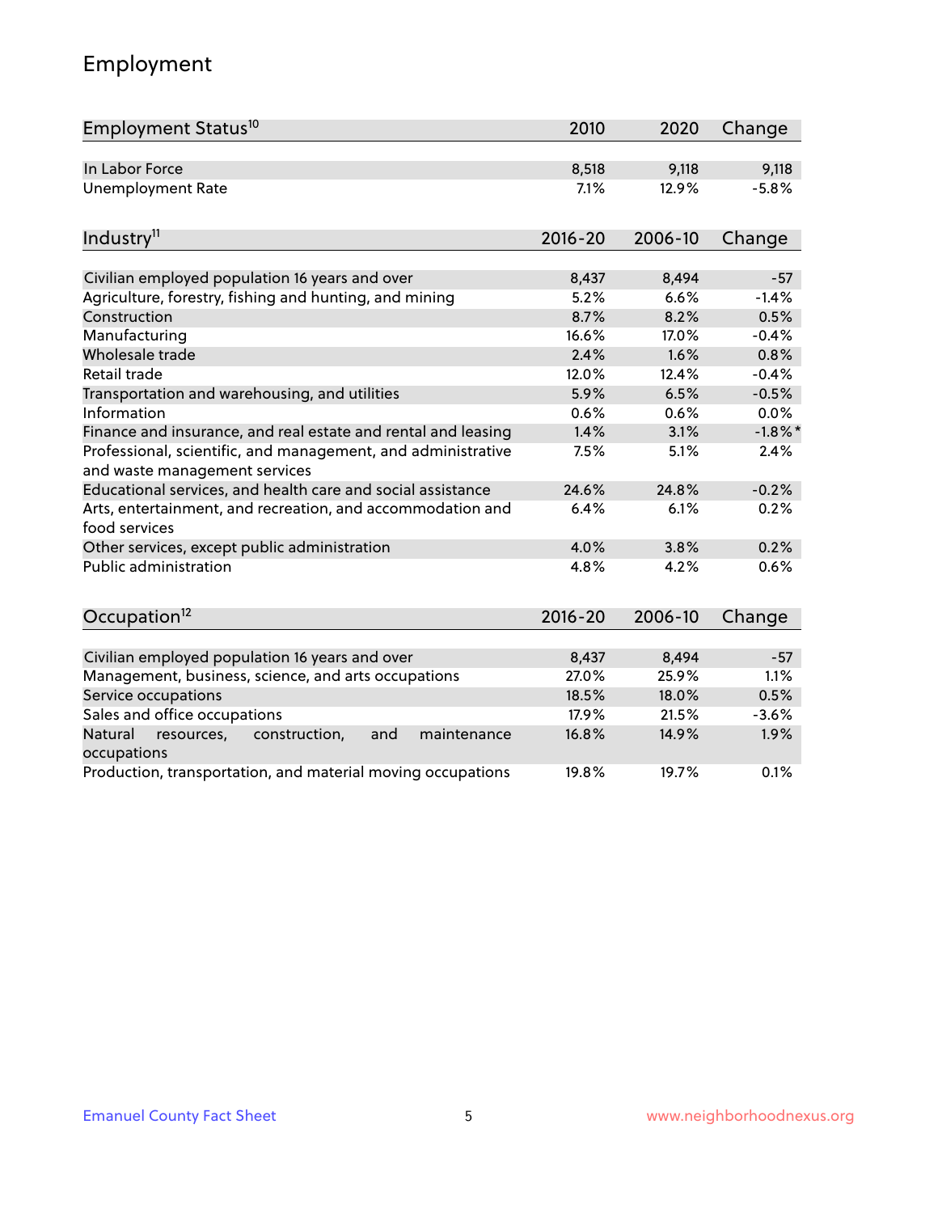# Employment

| Employment Status[10] | 2010 | 2020 | Change |
|---|---|---|---|
| In Labor Force | 8,518 | 9,118 | 9,118 |
| Unemployment Rate | 7.1% | 12.9% | -5.8% |

| Industry[11] | 2016-20 | 2006-10 | Change |
|---|---|---|---|
| Civilian employed population 16 years and over | 8,437 | 8,494 | -57 |
| Agriculture, forestry, fishing and hunting, and mining | 5.2% | 6.6% | -1.4% |
| Construction | 8.7% | 8.2% | 0.5% |
| Manufacturing | 16.6% | 17.0% | -0.4% |
| Wholesale trade | 2.4% | 1.6% | 0.8% |
| Retail trade | 12.0% | 12.4% | -0.4% |
| Transportation and warehousing, and utilities | 5.9% | 6.5% | -0.5% |
| Information | 0.6% | 0.6% | 0.0% |
| Finance and insurance, and real estate and rental and leasing | 1.4% | 3.1% | -1.8%* |
| Professional, scientific, and management, and administrative and waste management services | 7.5% | 5.1% | 2.4% |
| Educational services, and health care and social assistance | 24.6% | 24.8% | -0.2% |
| Arts, entertainment, and recreation, and accommodation and food services | 6.4% | 6.1% | 0.2% |
| Other services, except public administration | 4.0% | 3.8% | 0.2% |
| Public administration | 4.8% | 4.2% | 0.6% |

| Occupation[12] | 2016-20 | 2006-10 | Change |
|---|---|---|---|
| Civilian employed population 16 years and over | 8,437 | 8,494 | -57 |
| Management, business, science, and arts occupations | 27.0% | 25.9% | 1.1% |
| Service occupations | 18.5% | 18.0% | 0.5% |
| Sales and office occupations | 17.9% | 21.5% | -3.6% |
| Natural resources, construction, and maintenance occupations | 16.8% | 14.9% | 1.9% |
| Production, transportation, and material moving occupations | 19.8% | 19.7% | 0.1% |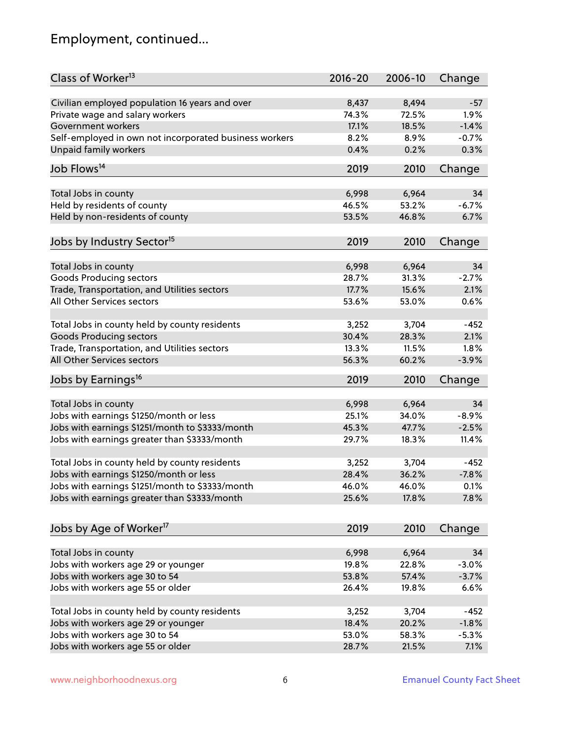# Employment, continued...

| Class of Worker[13] | 2016-20 | 2006-10 | Change |
|---|---|---|---|
| Civilian employed population 16 years and over | 8,437 | 8,494 | -57 |
| Private wage and salary workers | 74.3% | 72.5% | 1.9% |
| Government workers | 17.1% | 18.5% | -1.4% |
| Self-employed in own not incorporated business workers | 8.2% | 8.9% | -0.7% |
| Unpaid family workers | 0.4% | 0.2% | 0.3% |

| Job Flows[14] | 2019 | 2010 | Change |
|---|---|---|---|
| Total Jobs in county | 6,998 | 6,964 | 34 |
| Held by residents of county | 46.5% | 53.2% | -6.7% |
| Held by non-residents of county | 53.5% | 46.8% | 6.7% |

| Jobs by Industry Sector[15] | 2019 | 2010 | Change |
|---|---|---|---|
| Total Jobs in county | 6,998 | 6,964 | 34 |
| Goods Producing sectors | 28.7% | 31.3% | -2.7% |
| Trade, Transportation, and Utilities sectors | 17.7% | 15.6% | 2.1% |
| All Other Services sectors | 53.6% | 53.0% | 0.6% |
| | | | |
| Total Jobs in county held by county residents | 3,252 | 3,704 | -452 |
| Goods Producing sectors | 30.4% | 28.3% | 2.1% |
| Trade, Transportation, and Utilities sectors | 13.3% | 11.5% | 1.8% |
| All Other Services sectors | 56.3% | 60.2% | -3.9% |

| Jobs by Earnings[16] | 2019 | 2010 | Change |
|---|---|---|---|
| Total Jobs in county | 6,998 | 6,964 | 34 |
| Jobs with earnings $1250/month or less | 25.1% | 34.0% | -8.9% |
| Jobs with earnings $1251/month to $3333/month | 45.3% | 47.7% | -2.5% |
| Jobs with earnings greater than $3333/month | 29.7% | 18.3% | 11.4% |
| | | | |
| Total Jobs in county held by county residents | 3,252 | 3,704 | -452 |
| Jobs with earnings $1250/month or less | 28.4% | 36.2% | -7.8% |
| Jobs with earnings $1251/month to $3333/month | 46.0% | 46.0% | 0.1% |
| Jobs with earnings greater than $3333/month | 25.6% | 17.8% | 7.8% |

| Jobs by Age of Worker[17] | 2019 | 2010 | Change |
|---|---|---|---|
| Total Jobs in county | 6,998 | 6,964 | 34 |
| Jobs with workers age 29 or younger | 19.8% | 22.8% | -3.0% |
| Jobs with workers age 30 to 54 | 53.8% | 57.4% | -3.7% |
| Jobs with workers age 55 or older | 26.4% | 19.8% | 6.6% |
| | | | |
| Total Jobs in county held by county residents | 3,252 | 3,704 | -452 |
| Jobs with workers age 29 or younger | 18.4% | 20.2% | -1.8% |
| Jobs with workers age 30 to 54 | 53.0% | 58.3% | -5.3% |
| Jobs with workers age 55 or older | 28.7% | 21.5% | 7.1% |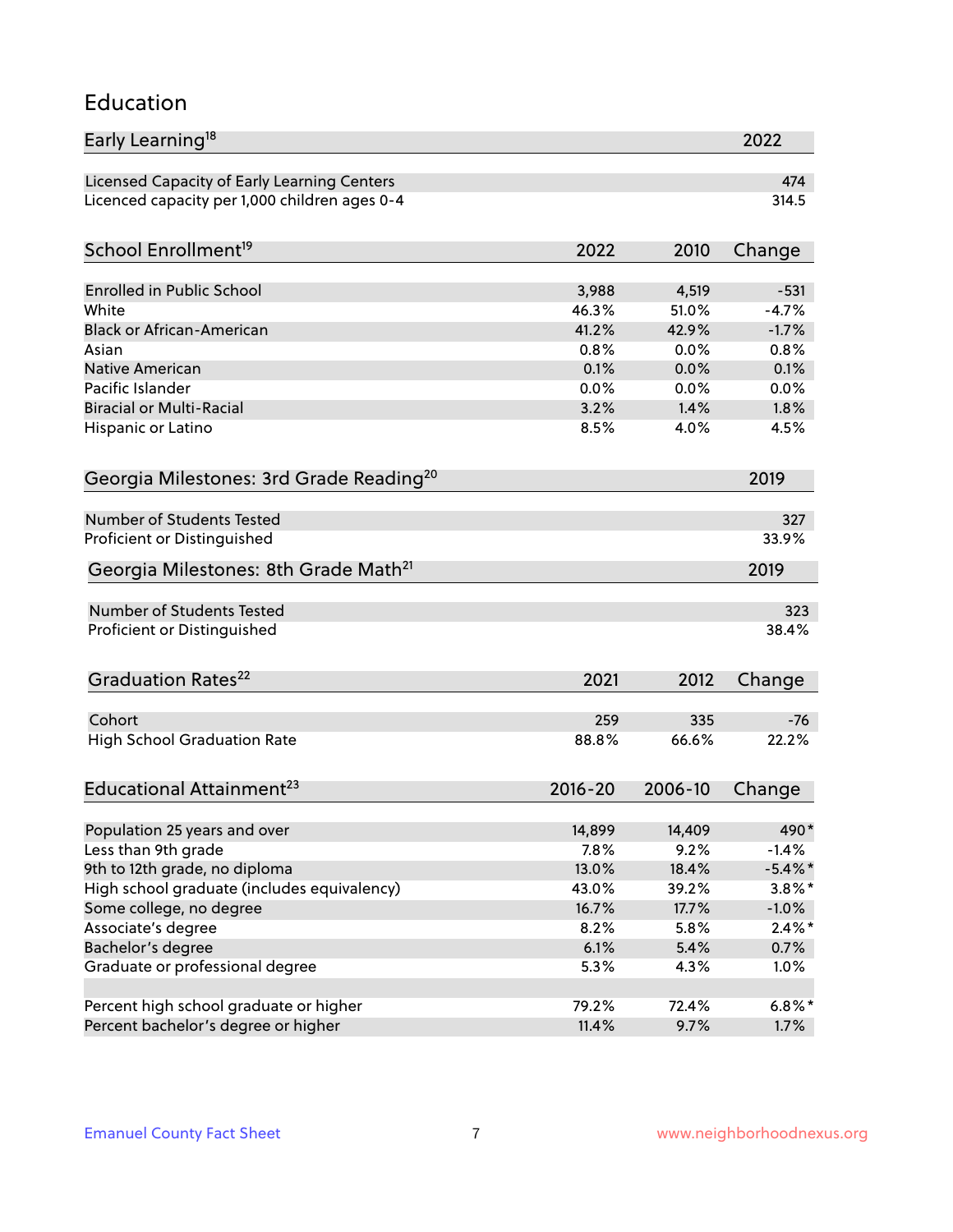## Education

| Early Learning[18] | 2022 |
|---|---|
| Licensed Capacity of Early Learning Centers | 474 |
| Licenced capacity per 1,000 children ages 0-4 | 314.5 |

| School Enrollment[19] | 2022 | 2010 | Change |
|---|---|---|---|
| Enrolled in Public School | 3,988 | 4,519 | -531 |
| White | 46.3% | 51.0% | -4.7% |
| Black or African-American | 41.2% | 42.9% | -1.7% |
| Asian | 0.8% | 0.0% | 0.8% |
| Native American | 0.1% | 0.0% | 0.1% |
| Pacific Islander | 0.0% | 0.0% | 0.0% |
| Biracial or Multi-Racial | 3.2% | 1.4% | 1.8% |
| Hispanic or Latino | 8.5% | 4.0% | 4.5% |

| Georgia Milestones: 3rd Grade Reading[20] | 2019 |
|---|---|
| Number of Students Tested | 327 |
| Proficient or Distinguished | 33.9% |

| Georgia Milestones: 8th Grade Math[21] | 2019 |
|---|---|
| Number of Students Tested | 323 |
| Proficient or Distinguished | 38.4% |

| Graduation Rates[22] | 2021 | 2012 | Change |
|---|---|---|---|
| Cohort | 259 | 335 | -76 |
| High School Graduation Rate | 88.8% | 66.6% | 22.2% |

| Educational Attainment[23] | 2016-20 | 2006-10 | Change |
|---|---|---|---|
| Population 25 years and over | 14,899 | 14,409 | 490* |
| Less than 9th grade | 7.8% | 9.2% | -1.4% |
| 9th to 12th grade, no diploma | 13.0% | 18.4% | -5.4%* |
| High school graduate (includes equivalency) | 43.0% | 39.2% | 3.8%* |
| Some college, no degree | 16.7% | 17.7% | -1.0% |
| Associate's degree | 8.2% | 5.8% | 2.4%* |
| Bachelor's degree | 6.1% | 5.4% | 0.7% |
| Graduate or professional degree | 5.3% | 4.3% | 1.0% |
| | | | |
| Percent high school graduate or higher | 79.2% | 72.4% | 6.8%* |
| Percent bachelor's degree or higher | 11.4% | 9.7% | 1.7% |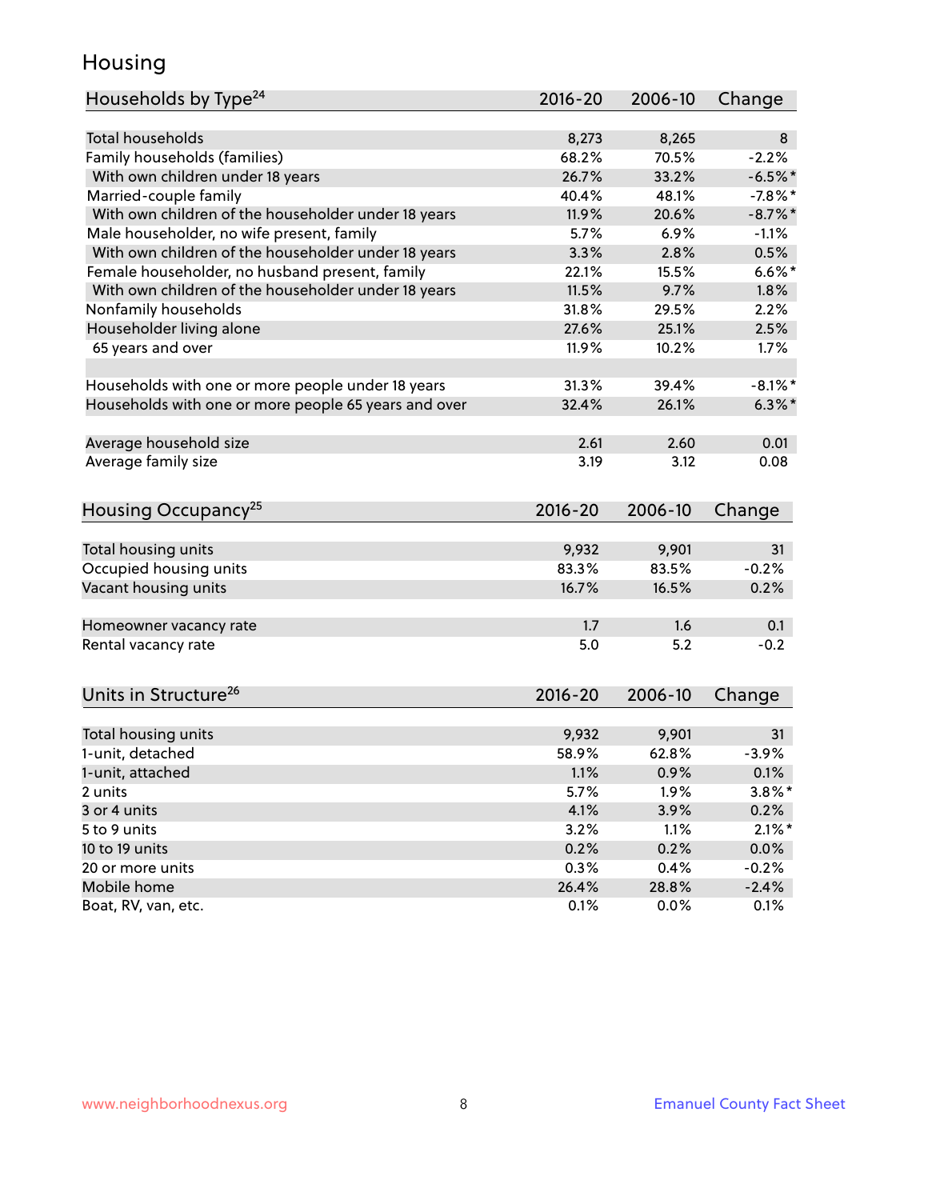## Housing

| Households by Type[24] | 2016-20 | 2006-10 | Change |
|---|---|---|---|
| Total households | 8,273 | 8,265 | 8 |
| Family households (families) | 68.2% | 70.5% | -2.2% |
| With own children under 18 years | 26.7% | 33.2% | -6.5%* |
| Married-couple family | 40.4% | 48.1% | -7.8%* |
| With own children of the householder under 18 years | 11.9% | 20.6% | -8.7%* |
| Male householder, no wife present, family | 5.7% | 6.9% | -1.1% |
| With own children of the householder under 18 years | 3.3% | 2.8% | 0.5% |
| Female householder, no husband present, family | 22.1% | 15.5% | 6.6%* |
| With own children of the householder under 18 years | 11.5% | 9.7% | 1.8% |
| Nonfamily households | 31.8% | 29.5% | 2.2% |
| Householder living alone | 27.6% | 25.1% | 2.5% |
| 65 years and over | 11.9% | 10.2% | 1.7% |
| | | | |
| Households with one or more people under 18 years | 31.3% | 39.4% | -8.1%* |
| Households with one or more people 65 years and over | 32.4% | 26.1% | 6.3%* |
| | | | |
| Average household size | 2.61 | 2.60 | 0.01 |
| Average family size | 3.19 | 3.12 | 0.08 |

| Housing Occupancy[25] | 2016-20 | 2006-10 | Change |
|---|---|---|---|
| Total housing units | 9,932 | 9,901 | 31 |
| Occupied housing units | 83.3% | 83.5% | -0.2% |
| Vacant housing units | 16.7% | 16.5% | 0.2% |
| | | | |
| Homeowner vacancy rate | 1.7 | 1.6 | 0.1 |
| Rental vacancy rate | 5.0 | 5.2 | -0.2 |

| Units in Structure[26] | 2016-20 | 2006-10 | Change |
|---|---|---|---|
| Total housing units | 9,932 | 9,901 | 31 |
| 1-unit, detached | 58.9% | 62.8% | -3.9% |
| 1-unit, attached | 1.1% | 0.9% | 0.1% |
| 2 units | 5.7% | 1.9% | 3.8%* |
| 3 or 4 units | 4.1% | 3.9% | 0.2% |
| 5 to 9 units | 3.2% | 1.1% | 2.1%* |
| 10 to 19 units | 0.2% | 0.2% | 0.0% |
| 20 or more units | 0.3% | 0.4% | -0.2% |
| Mobile home | 26.4% | 28.8% | -2.4% |
| Boat, RV, van, etc. | 0.1% | 0.0% | 0.1% |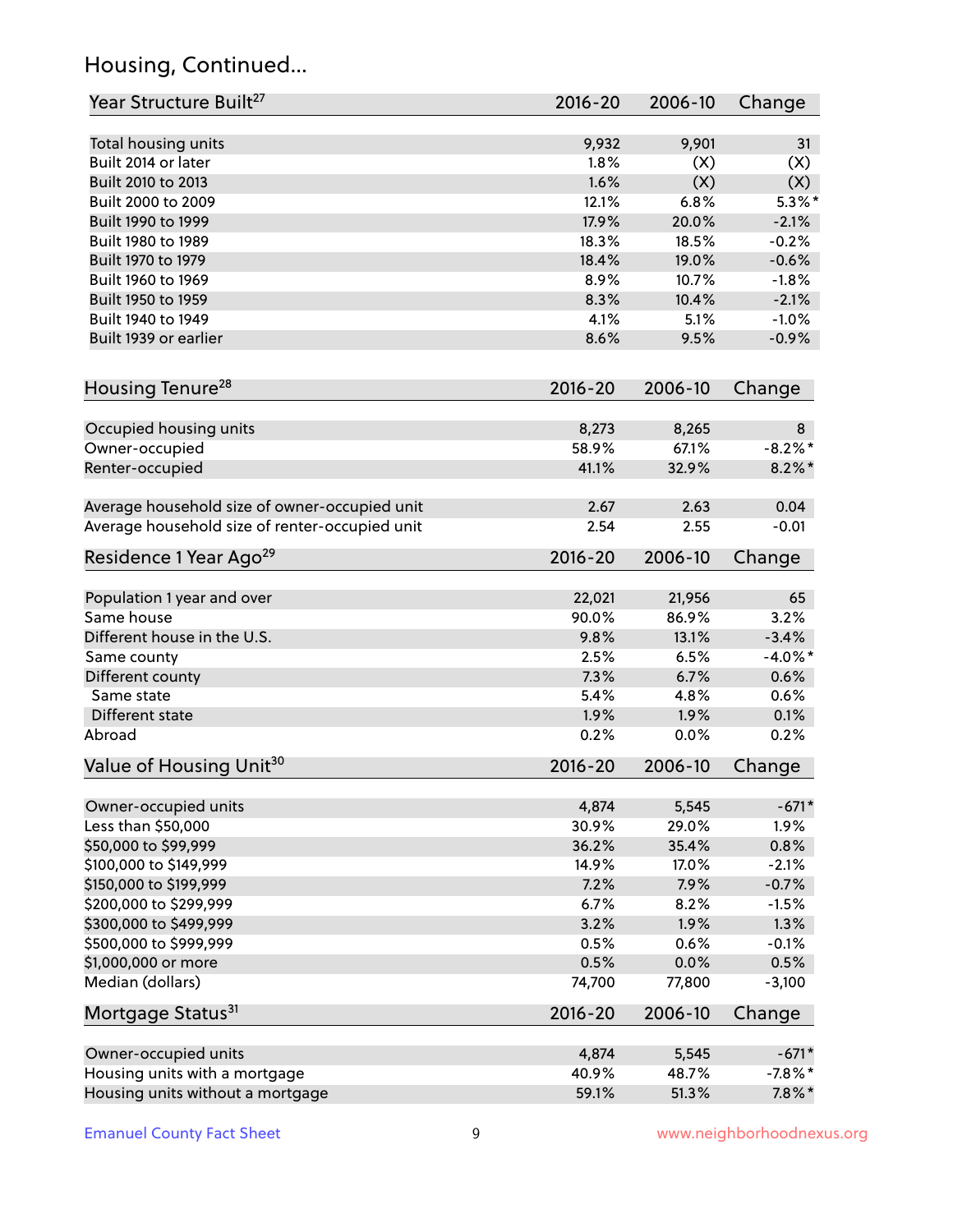## Housing, Continued...

| Year Structure Built[27] | 2016-20 | 2006-10 | Change |
|---|---|---|---|
| Total housing units | 9,932 | 9,901 | 31 |
| Built 2014 or later | 1.8% | (X) | (X) |
| Built 2010 to 2013 | 1.6% | (X) | (X) |
| Built 2000 to 2009 | 12.1% | 6.8% | 5.3%* |
| Built 1990 to 1999 | 17.9% | 20.0% | -2.1% |
| Built 1980 to 1989 | 18.3% | 18.5% | -0.2% |
| Built 1970 to 1979 | 18.4% | 19.0% | -0.6% |
| Built 1960 to 1969 | 8.9% | 10.7% | -1.8% |
| Built 1950 to 1959 | 8.3% | 10.4% | -2.1% |
| Built 1940 to 1949 | 4.1% | 5.1% | -1.0% |
| Built 1939 or earlier | 8.6% | 9.5% | -0.9% |

| Housing Tenure[28] | 2016-20 | 2006-10 | Change |
|---|---|---|---|
| Occupied housing units | 8,273 | 8,265 | 8 |
| Owner-occupied | 58.9% | 67.1% | -8.2%* |
| Renter-occupied | 41.1% | 32.9% | 8.2%* |
| Average household size of owner-occupied unit | 2.67 | 2.63 | 0.04 |
| Average household size of renter-occupied unit | 2.54 | 2.55 | -0.01 |

| Residence 1 Year Ago[29] | 2016-20 | 2006-10 | Change |
|---|---|---|---|
| Population 1 year and over | 22,021 | 21,956 | 65 |
| Same house | 90.0% | 86.9% | 3.2% |
| Different house in the U.S. | 9.8% | 13.1% | -3.4% |
| Same county | 2.5% | 6.5% | -4.0%* |
| Different county | 7.3% | 6.7% | 0.6% |
| Same state | 5.4% | 4.8% | 0.6% |
| Different state | 1.9% | 1.9% | 0.1% |
| Abroad | 0.2% | 0.0% | 0.2% |

| Value of Housing Unit[30] | 2016-20 | 2006-10 | Change |
|---|---|---|---|
| Owner-occupied units | 4,874 | 5,545 | -671* |
| Less than $50,000 | 30.9% | 29.0% | 1.9% |
| $50,000 to $99,999 | 36.2% | 35.4% | 0.8% |
| $100,000 to $149,999 | 14.9% | 17.0% | -2.1% |
| $150,000 to $199,999 | 7.2% | 7.9% | -0.7% |
| $200,000 to $299,999 | 6.7% | 8.2% | -1.5% |
| $300,000 to $499,999 | 3.2% | 1.9% | 1.3% |
| $500,000 to $999,999 | 0.5% | 0.6% | -0.1% |
| $1,000,000 or more | 0.5% | 0.0% | 0.5% |
| Median (dollars) | 74,700 | 77,800 | -3,100 |

| Mortgage Status[31] | 2016-20 | 2006-10 | Change |
|---|---|---|---|
| Owner-occupied units | 4,874 | 5,545 | -671* |
| Housing units with a mortgage | 40.9% | 48.7% | -7.8%* |
| Housing units without a mortgage | 59.1% | 51.3% | 7.8%* |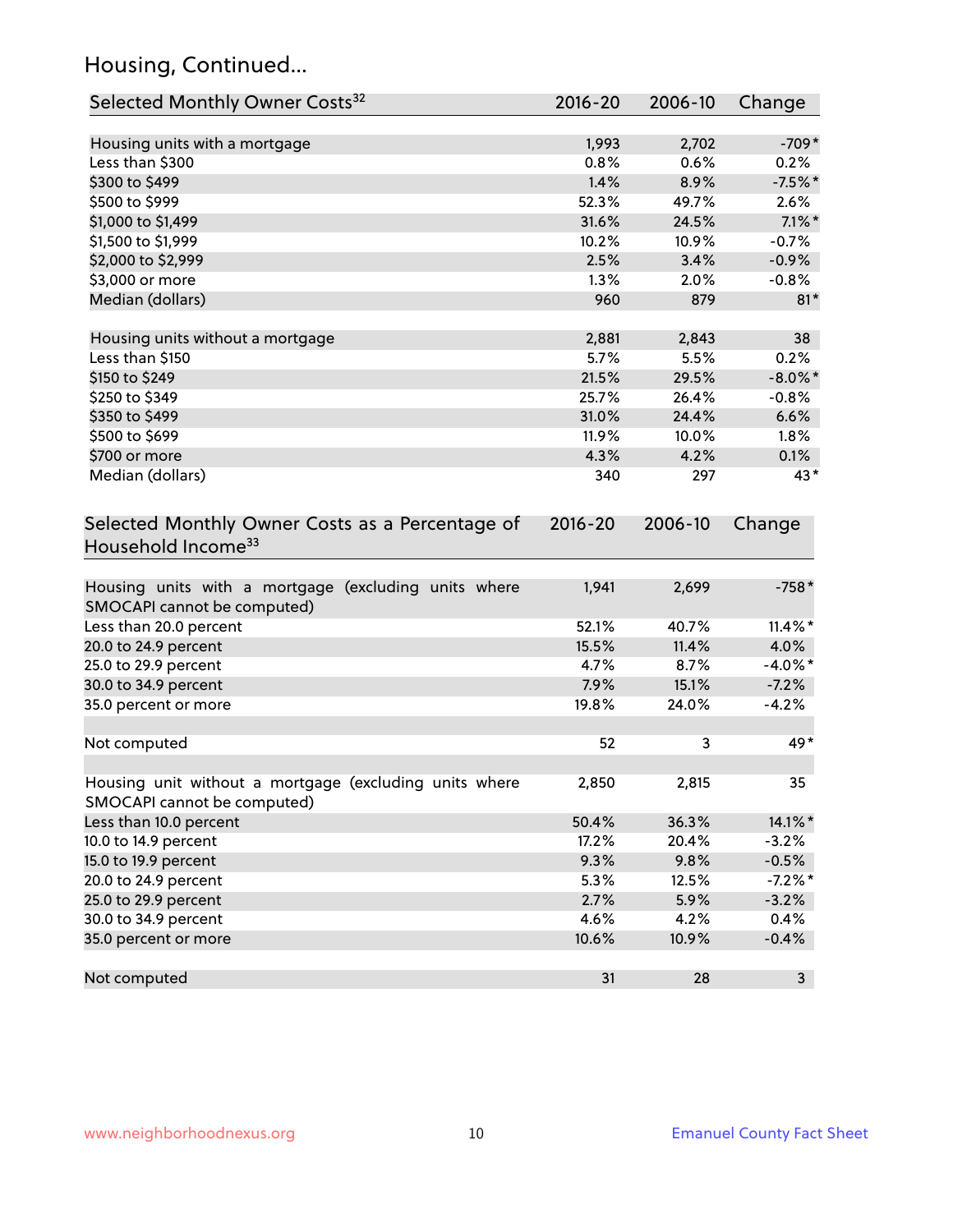## Housing, Continued...

| Selected Monthly Owner Costs[32] | 2016-20 | 2006-10 | Change |
|---|---|---|---|
| Housing units with a mortgage | 1,993 | 2,702 | -709* |
| Less than $300 | 0.8% | 0.6% | 0.2% |
| $300 to $499 | 1.4% | 8.9% | -7.5%* |
| $500 to $999 | 52.3% | 49.7% | 2.6% |
| $1,000 to $1,499 | 31.6% | 24.5% | 7.1%* |
| $1,500 to $1,999 | 10.2% | 10.9% | -0.7% |
| $2,000 to $2,999 | 2.5% | 3.4% | -0.9% |
| $3,000 or more | 1.3% | 2.0% | -0.8% |
| Median (dollars) | 960 | 879 | 81* |
| | | | |
| Housing units without a mortgage | 2,881 | 2,843 | 38 |
| Less than $150 | 5.7% | 5.5% | 0.2% |
| $150 to $249 | 21.5% | 29.5% | -8.0%* |
| $250 to $349 | 25.7% | 26.4% | -0.8% |
| $350 to $499 | 31.0% | 24.4% | 6.6% |
| $500 to $699 | 11.9% | 10.0% | 1.8% |
| $700 or more | 4.3% | 4.2% | 0.1% |
| Median (dollars) | 340 | 297 | 43* |

| Selected Monthly Owner Costs as a Percentage of Household Income[33] | 2016-20 | 2006-10 | Change |
|---|---|---|---|
| Housing units with a mortgage (excluding units where SMOCAPI cannot be computed) | 1,941 | 2,699 | -758* |
| Less than 20.0 percent | 52.1% | 40.7% | 11.4%* |
| 20.0 to 24.9 percent | 15.5% | 11.4% | 4.0% |
| 25.0 to 29.9 percent | 4.7% | 8.7% | -4.0%* |
| 30.0 to 34.9 percent | 7.9% | 15.1% | -7.2% |
| 35.0 percent or more | 19.8% | 24.0% | -4.2% |
| | | | |
| Not computed | 52 | 3 | 49* |
| | | | |
| Housing unit without a mortgage (excluding units where SMOCAPI cannot be computed) | 2,850 | 2,815 | 35 |
| Less than 10.0 percent | 50.4% | 36.3% | 14.1%* |
| 10.0 to 14.9 percent | 17.2% | 20.4% | -3.2% |
| 15.0 to 19.9 percent | 9.3% | 9.8% | -0.5% |
| 20.0 to 24.9 percent | 5.3% | 12.5% | -7.2%* |
| 25.0 to 29.9 percent | 2.7% | 5.9% | -3.2% |
| 30.0 to 34.9 percent | 4.6% | 4.2% | 0.4% |
| 35.0 percent or more | 10.6% | 10.9% | -0.4% |
| | | | |
| Not computed | 31 | 28 | 3 |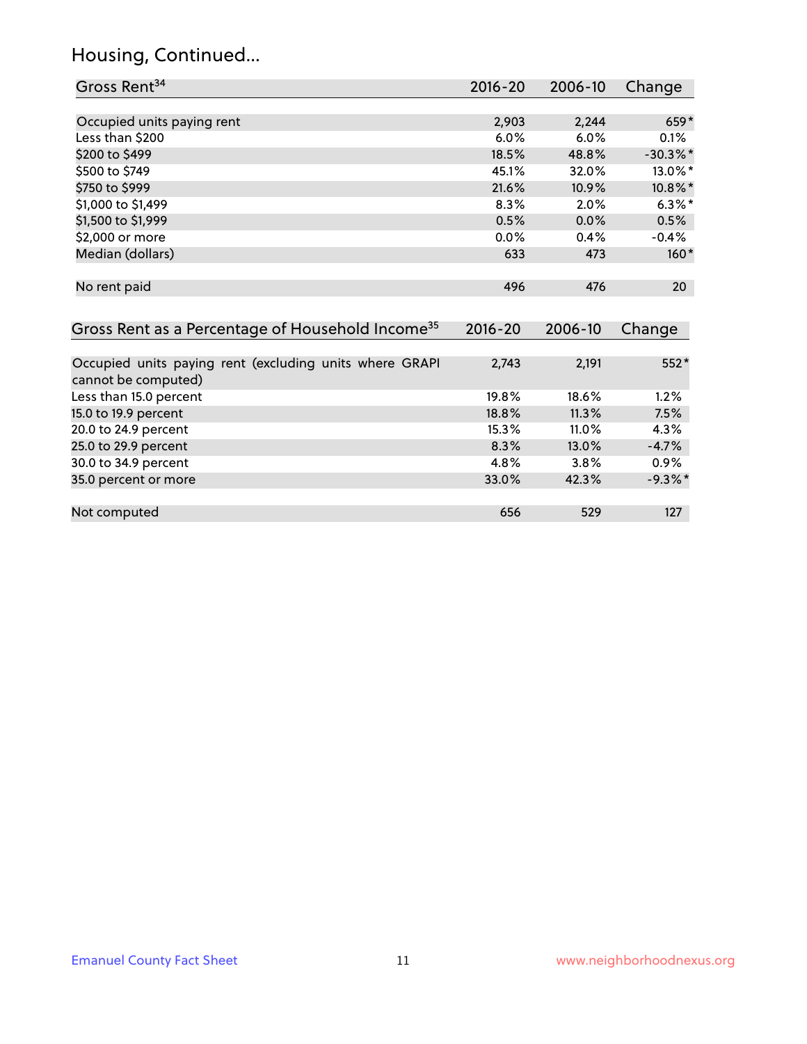# Housing, Continued...

| Gross Rent[34] | 2016-20 | 2006-10 | Change |
|---|---|---|---|
| Occupied units paying rent | 2,903 | 2,244 | 659* |
| Less than $200 | 6.0% | 6.0% | 0.1% |
| $200 to $499 | 18.5% | 48.8% | -30.3%* |
| $500 to $749 | 45.1% | 32.0% | 13.0%* |
| $750 to $999 | 21.6% | 10.9% | 10.8%* |
| $1,000 to $1,499 | 8.3% | 2.0% | 6.3%* |
| $1,500 to $1,999 | 0.5% | 0.0% | 0.5% |
| $2,000 or more | 0.0% | 0.4% | -0.4% |
| Median (dollars) | 633 | 473 | 160* |
| No rent paid | 496 | 476 | 20 |

| Gross Rent as a Percentage of Household Income[35] | 2016-20 | 2006-10 | Change |
|---|---|---|---|
| Occupied units paying rent (excluding units where GRAPI cannot be computed) | 2,743 | 2,191 | 552* |
| Less than 15.0 percent | 19.8% | 18.6% | 1.2% |
| 15.0 to 19.9 percent | 18.8% | 11.3% | 7.5% |
| 20.0 to 24.9 percent | 15.3% | 11.0% | 4.3% |
| 25.0 to 29.9 percent | 8.3% | 13.0% | -4.7% |
| 30.0 to 34.9 percent | 4.8% | 3.8% | 0.9% |
| 35.0 percent or more | 33.0% | 42.3% | -9.3%* |
| Not computed | 656 | 529 | 127 |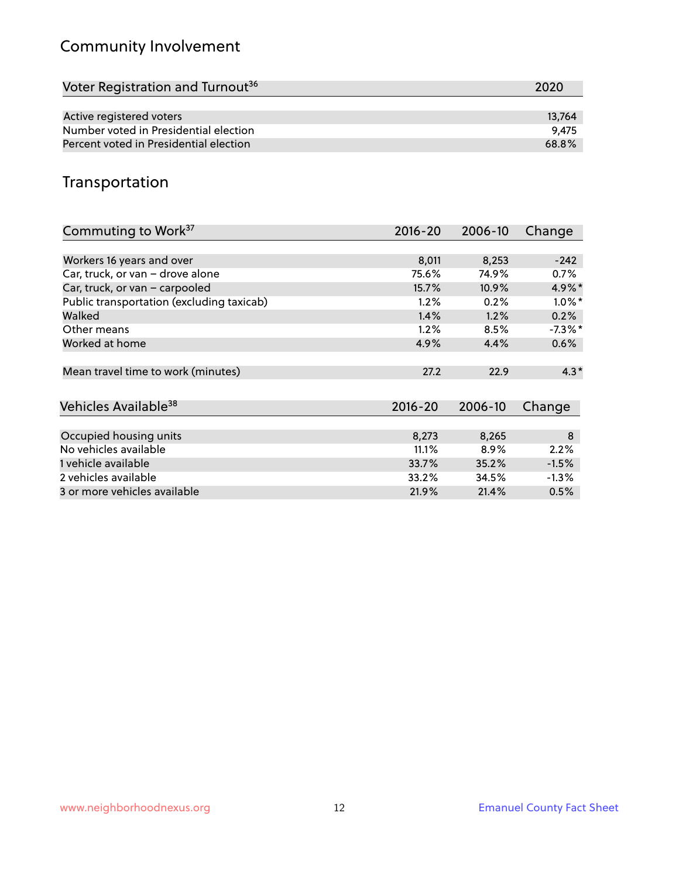## Community Involvement

| Voter Registration and Turnout[36] | 2020 |
|---|---|
| Active registered voters | 13,764 |
| Number voted in Presidential election | 9,475 |
| Percent voted in Presidential election | 68.8% |

## Transportation

| Commuting to Work[37] | 2016-20 | 2006-10 | Change |
|---|---|---|---|
| Workers 16 years and over | 8,011 | 8,253 | -242 |
| Car, truck, or van – drove alone | 75.6% | 74.9% | 0.7% |
| Car, truck, or van – carpooled | 15.7% | 10.9% | 4.9%* |
| Public transportation (excluding taxicab) | 1.2% | 0.2% | 1.0%* |
| Walked | 1.4% | 1.2% | 0.2% |
| Other means | 1.2% | 8.5% | -7.3%* |
| Worked at home | 4.9% | 4.4% | 0.6% |
| Mean travel time to work (minutes) | 27.2 | 22.9 | 4.3* |

| Vehicles Available[38] | 2016-20 | 2006-10 | Change |
|---|---|---|---|
| Occupied housing units | 8,273 | 8,265 | 8 |
| No vehicles available | 11.1% | 8.9% | 2.2% |
| 1 vehicle available | 33.7% | 35.2% | -1.5% |
| 2 vehicles available | 33.2% | 34.5% | -1.3% |
| 3 or more vehicles available | 21.9% | 21.4% | 0.5% |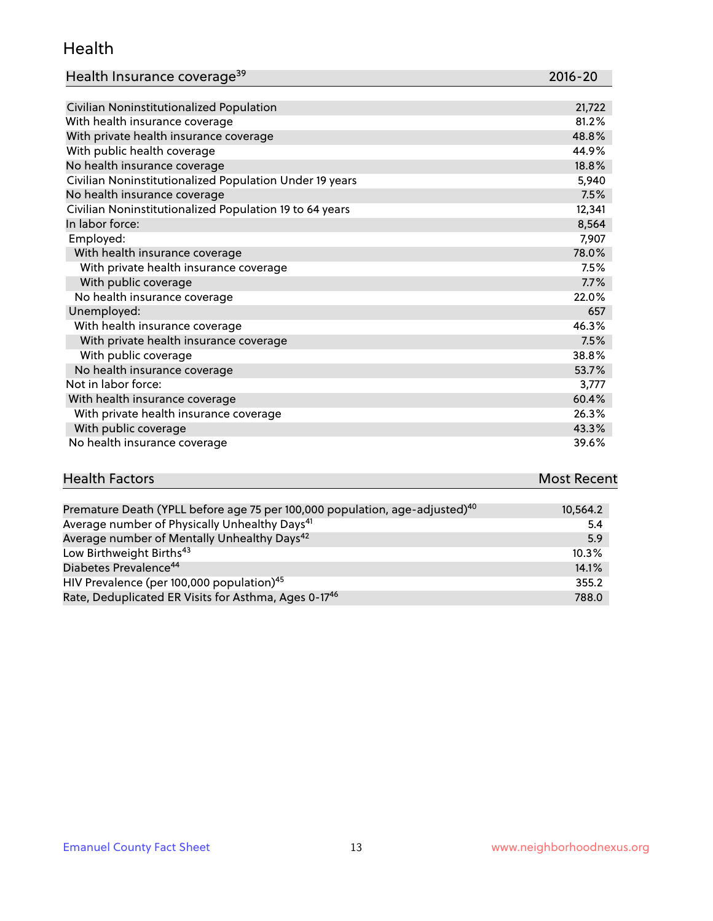## Health

| Health Insurance coverage[39] | 2016-20 |
|---|---|
| Civilian Noninstitutionalized Population | 21,722 |
| With health insurance coverage | 81.2% |
| With private health insurance coverage | 48.8% |
| With public health coverage | 44.9% |
| No health insurance coverage | 18.8% |
| Civilian Noninstitutionalized Population Under 19 years | 5,940 |
| No health insurance coverage | 7.5% |
| Civilian Noninstitutionalized Population 19 to 64 years | 12,341 |
| In labor force: | 8,564 |
| Employed: | 7,907 |
| With health insurance coverage | 78.0% |
| With private health insurance coverage | 7.5% |
| With public coverage | 7.7% |
| No health insurance coverage | 22.0% |
| Unemployed: | 657 |
| With health insurance coverage | 46.3% |
| With private health insurance coverage | 7.5% |
| With public coverage | 38.8% |
| No health insurance coverage | 53.7% |
| Not in labor force: | 3,777 |
| With health insurance coverage | 60.4% |
| With private health insurance coverage | 26.3% |
| With public coverage | 43.3% |
| No health insurance coverage | 39.6% |

| Health Factors | Most Recent |
|---|---|
| Premature Death (YPLL before age 75 per 100,000 population, age-adjusted)[40] | 10,564.2 |
| Average number of Physically Unhealthy Days[41] | 5.4 |
| Average number of Mentally Unhealthy Days[42] | 5.9 |
| Low Birthweight Births[43] | 10.3% |
| Diabetes Prevalence[44] | 14.1% |
| HIV Prevalence (per 100,000 population)[45] | 355.2 |
| Rate, Deduplicated ER Visits for Asthma, Ages 0-17[46] | 788.0 |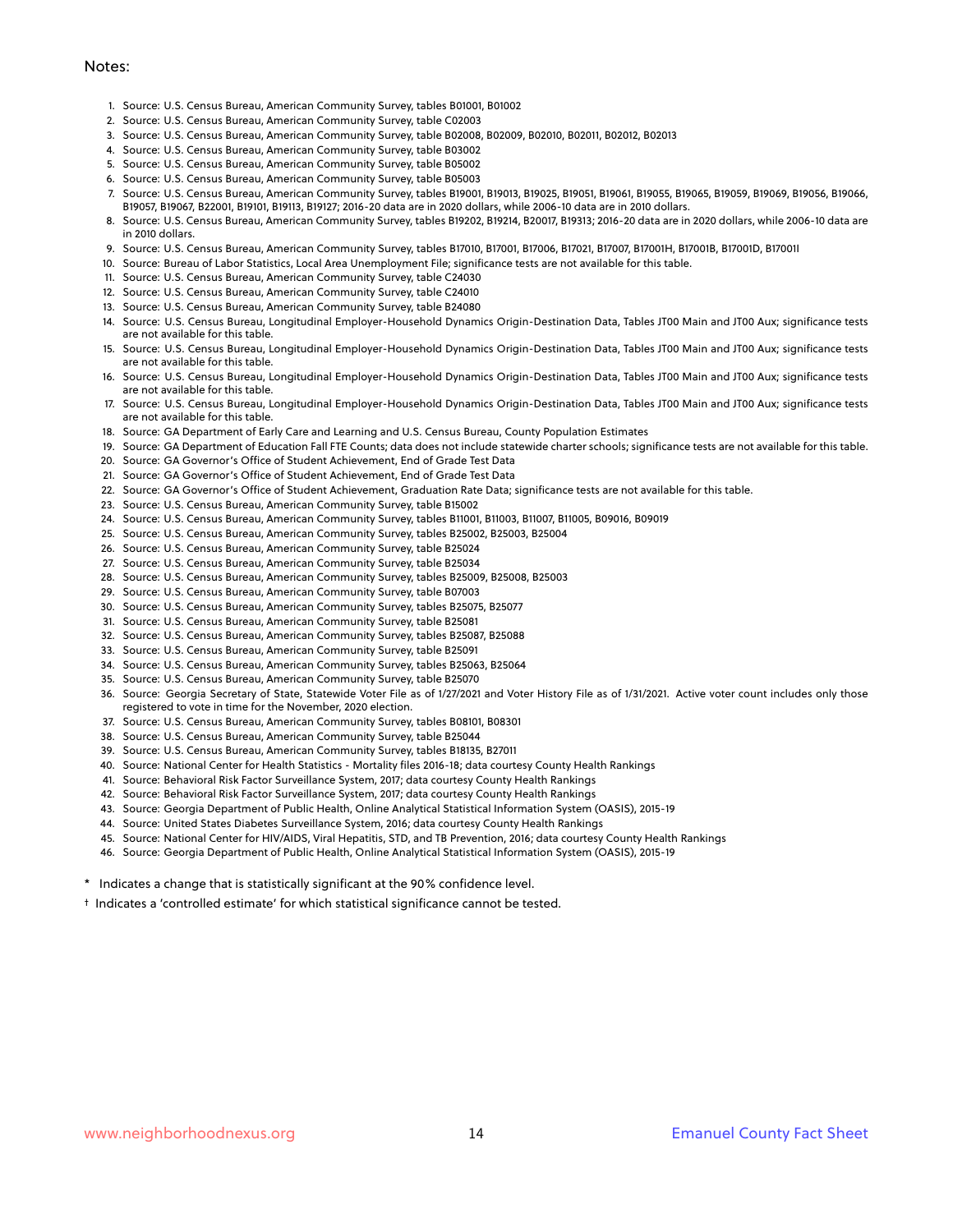Notes:

1. Source: U.S. Census Bureau, American Community Survey, tables B01001, B01002
2. Source: U.S. Census Bureau, American Community Survey, table C02003
3. Source: U.S. Census Bureau, American Community Survey, table B02008, B02009, B02010, B02011, B02012, B02013
4. Source: U.S. Census Bureau, American Community Survey, table B03002
5. Source: U.S. Census Bureau, American Community Survey, table B05002
6. Source: U.S. Census Bureau, American Community Survey, table B05003
7. Source: U.S. Census Bureau, American Community Survey, tables B19001, B19013, B19025, B19051, B19061, B19055, B19065, B19059, B19069, B19056, B19066, B19057, B19067, B22001, B19101, B19113, B19127; 2016-20 data are in 2020 dollars, while 2006-10 data are in 2010 dollars.
8. Source: U.S. Census Bureau, American Community Survey, tables B19202, B19214, B20017, B19313; 2016-20 data are in 2020 dollars, while 2006-10 data are in 2010 dollars.
9. Source: U.S. Census Bureau, American Community Survey, tables B17010, B17001, B17006, B17021, B17007, B17001H, B17001B, B17001D, B17001I
10. Source: Bureau of Labor Statistics, Local Area Unemployment File; significance tests are not available for this table.
11. Source: U.S. Census Bureau, American Community Survey, table C24030
12. Source: U.S. Census Bureau, American Community Survey, table C24010
13. Source: U.S. Census Bureau, American Community Survey, table B24080
14. Source: U.S. Census Bureau, Longitudinal Employer-Household Dynamics Origin-Destination Data, Tables JT00 Main and JT00 Aux; significance tests are not available for this table.
15. Source: U.S. Census Bureau, Longitudinal Employer-Household Dynamics Origin-Destination Data, Tables JT00 Main and JT00 Aux; significance tests are not available for this table.
16. Source: U.S. Census Bureau, Longitudinal Employer-Household Dynamics Origin-Destination Data, Tables JT00 Main and JT00 Aux; significance tests are not available for this table.
17. Source: U.S. Census Bureau, Longitudinal Employer-Household Dynamics Origin-Destination Data, Tables JT00 Main and JT00 Aux; significance tests are not available for this table.
18. Source: GA Department of Early Care and Learning and U.S. Census Bureau, County Population Estimates
19. Source: GA Department of Education Fall FTE Counts; data does not include statewide charter schools; significance tests are not available for this table.
20. Source: GA Governor's Office of Student Achievement, End of Grade Test Data
21. Source: GA Governor's Office of Student Achievement, End of Grade Test Data
22. Source: GA Governor's Office of Student Achievement, Graduation Rate Data; significance tests are not available for this table.
23. Source: U.S. Census Bureau, American Community Survey, table B15002
24. Source: U.S. Census Bureau, American Community Survey, tables B11001, B11003, B11007, B11005, B09016, B09019
25. Source: U.S. Census Bureau, American Community Survey, tables B25002, B25003, B25004
26. Source: U.S. Census Bureau, American Community Survey, table B25024
27. Source: U.S. Census Bureau, American Community Survey, table B25034
28. Source: U.S. Census Bureau, American Community Survey, tables B25009, B25008, B25003
29. Source: U.S. Census Bureau, American Community Survey, table B07003
30. Source: U.S. Census Bureau, American Community Survey, tables B25075, B25077
31. Source: U.S. Census Bureau, American Community Survey, table B25081
32. Source: U.S. Census Bureau, American Community Survey, tables B25087, B25088
33. Source: U.S. Census Bureau, American Community Survey, table B25091
34. Source: U.S. Census Bureau, American Community Survey, tables B25063, B25064
35. Source: U.S. Census Bureau, American Community Survey, table B25070
36. Source: Georgia Secretary of State, Statewide Voter File as of 1/27/2021 and Voter History File as of 1/31/2021. Active voter count includes only those registered to vote in time for the November, 2020 election.
37. Source: U.S. Census Bureau, American Community Survey, tables B08101, B08301
38. Source: U.S. Census Bureau, American Community Survey, table B25044
39. Source: U.S. Census Bureau, American Community Survey, tables B18135, B27011
40. Source: National Center for Health Statistics - Mortality files 2016-18; data courtesy County Health Rankings
41. Source: Behavioral Risk Factor Surveillance System, 2017; data courtesy County Health Rankings
42. Source: Behavioral Risk Factor Surveillance System, 2017; data courtesy County Health Rankings
43. Source: Georgia Department of Public Health, Online Analytical Statistical Information System (OASIS), 2015-19
44. Source: United States Diabetes Surveillance System, 2016; data courtesy County Health Rankings
45. Source: National Center for HIV/AIDS, Viral Hepatitis, STD, and TB Prevention, 2016; data courtesy County Health Rankings
46. Source: Georgia Department of Public Health, Online Analytical Statistical Information System (OASIS), 2015-19

\* Indicates a change that is statistically significant at the 90% confidence level.

† Indicates a 'controlled estimate' for which statistical significance cannot be tested.